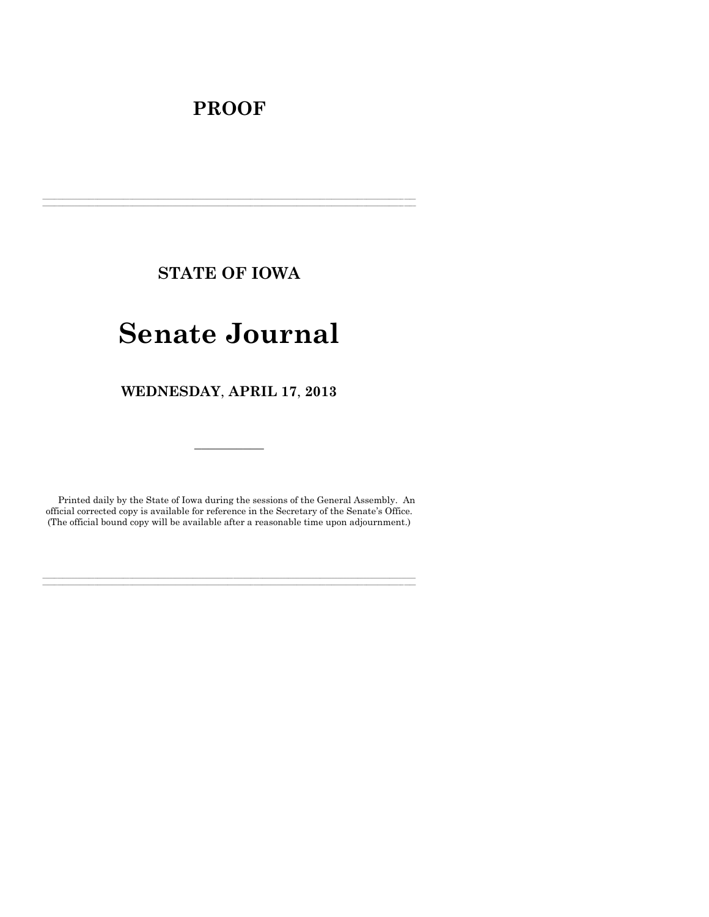# PROOF

---

## STATE OF IOWA

# Senate Journal

## WEDNESDAY, APRIL 17, 2013

---

Printed daily by the State of Iowa during the sessions of the General Assembly. An official corrected copy is available for reference in the Secretary of the Senate's Office. (The official bound copy will be available after a reasonable time upon adjournment.)

---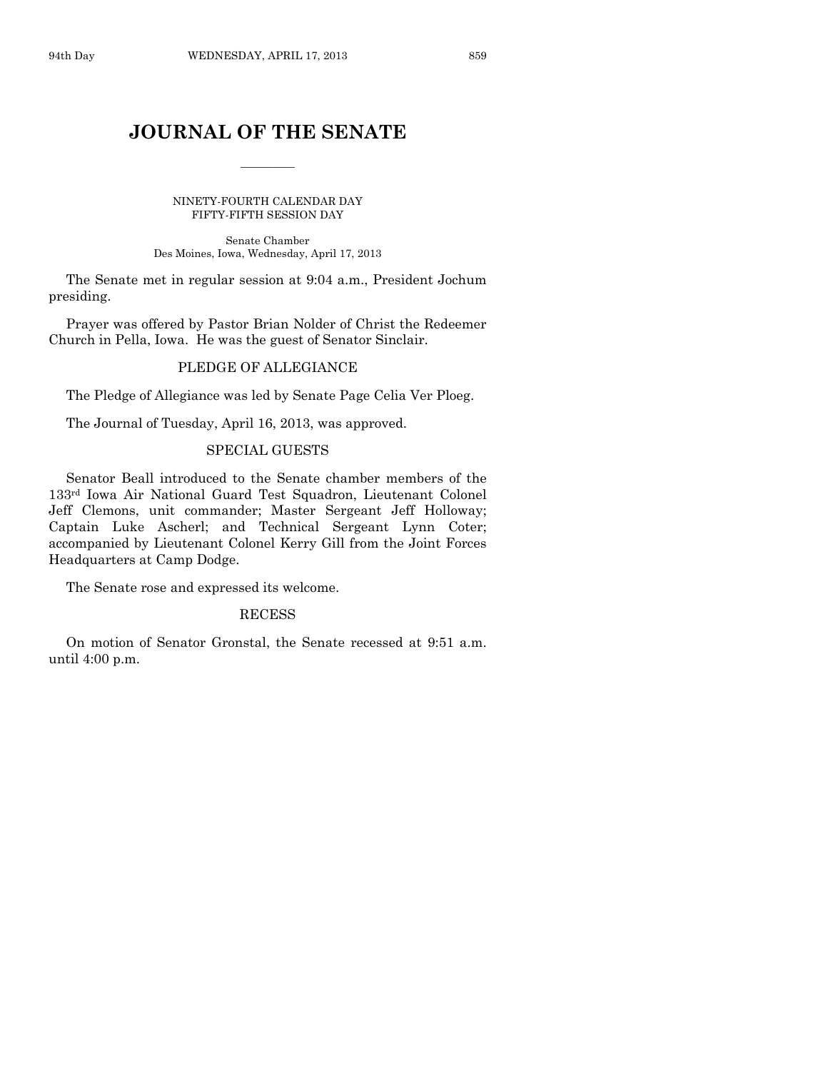# JOURNAL OF THE SENATE

NINETY-FOURTH CALENDAR DAY
FIFTY-FIFTH SESSION DAY

Senate Chamber
Des Moines, Iowa, Wednesday, April 17, 2013

The Senate met in regular session at 9:04 a.m., President Jochum presiding.

Prayer was offered by Pastor Brian Nolder of Christ the Redeemer Church in Pella, Iowa. He was the guest of Senator Sinclair.

## PLEDGE OF ALLEGIANCE

The Pledge of Allegiance was led by Senate Page Celia Ver Ploeg.

The Journal of Tuesday, April 16, 2013, was approved.

## SPECIAL GUESTS

Senator Beall introduced to the Senate chamber members of the 133rd Iowa Air National Guard Test Squadron, Lieutenant Colonel Jeff Clemons, unit commander; Master Sergeant Jeff Holloway; Captain Luke Ascherl; and Technical Sergeant Lynn Coter; accompanied by Lieutenant Colonel Kerry Gill from the Joint Forces Headquarters at Camp Dodge.

The Senate rose and expressed its welcome.

## RECESS

On motion of Senator Gronstal, the Senate recessed at 9:51 a.m. until 4:00 p.m.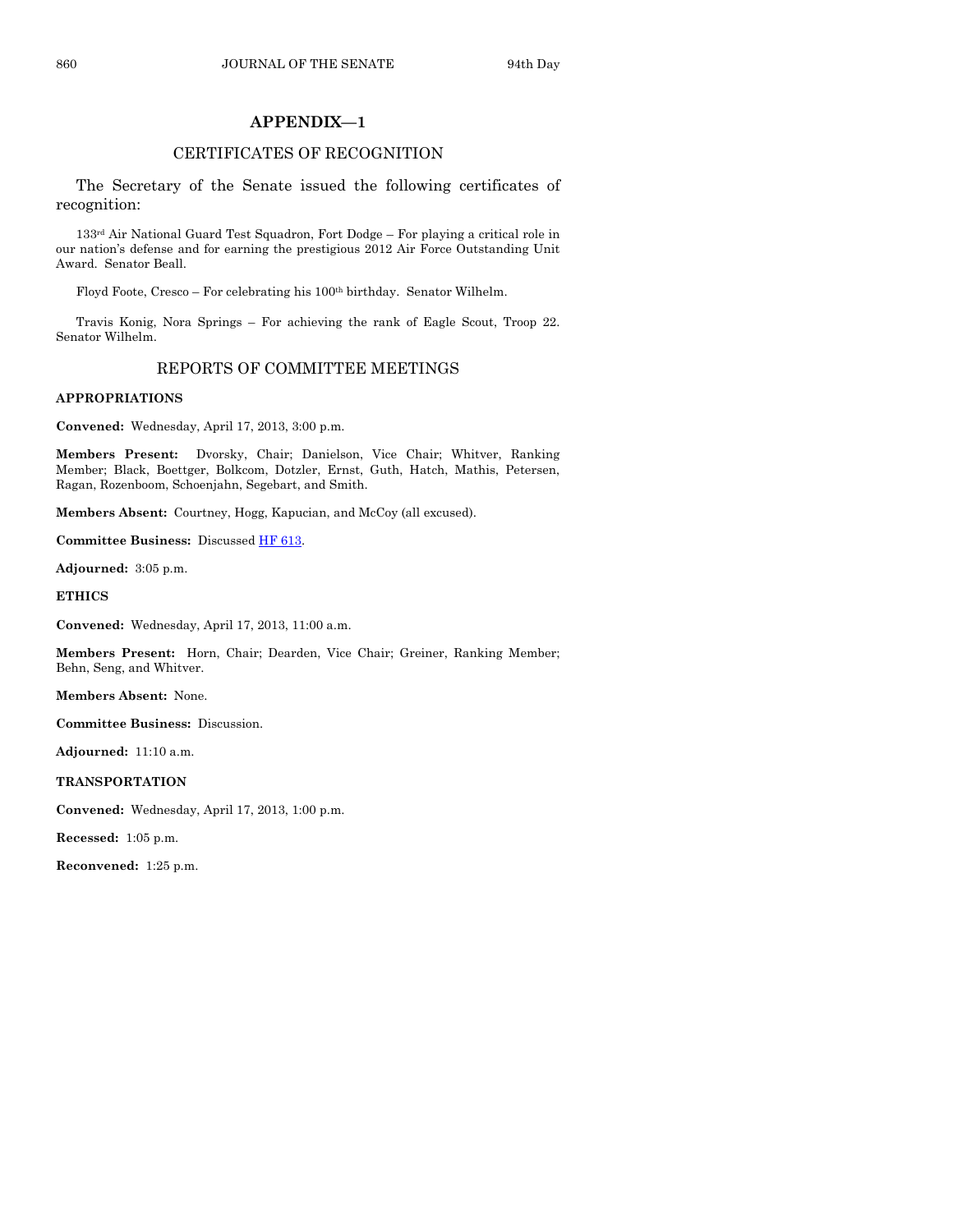## APPENDIX—1

### CERTIFICATES OF RECOGNITION

The Secretary of the Senate issued the following certificates of recognition:

133rd Air National Guard Test Squadron, Fort Dodge – For playing a critical role in our nation's defense and for earning the prestigious 2012 Air Force Outstanding Unit Award. Senator Beall.

Floyd Foote, Cresco – For celebrating his 100th birthday. Senator Wilhelm.

Travis Konig, Nora Springs – For achieving the rank of Eagle Scout, Troop 22. Senator Wilhelm.

### REPORTS OF COMMITTEE MEETINGS

**APPROPRIATIONS**

**Convened:** Wednesday, April 17, 2013, 3:00 p.m.

**Members Present:** Dvorsky, Chair; Danielson, Vice Chair; Whitver, Ranking Member; Black, Boettger, Bolkcom, Dotzler, Ernst, Guth, Hatch, Mathis, Petersen, Ragan, Rozenboom, Schoenjahn, Segebart, and Smith.

**Members Absent:** Courtney, Hogg, Kapucian, and McCoy (all excused).

**Committee Business:** Discussed HF 613.

**Adjourned:** 3:05 p.m.

**ETHICS**

**Convened:** Wednesday, April 17, 2013, 11:00 a.m.

**Members Present:** Horn, Chair; Dearden, Vice Chair; Greiner, Ranking Member; Behn, Seng, and Whitver.

**Members Absent:** None.

**Committee Business:** Discussion.

**Adjourned:** 11:10 a.m.

**TRANSPORTATION**

**Convened:** Wednesday, April 17, 2013, 1:00 p.m.

**Recessed:** 1:05 p.m.

**Reconvened:** 1:25 p.m.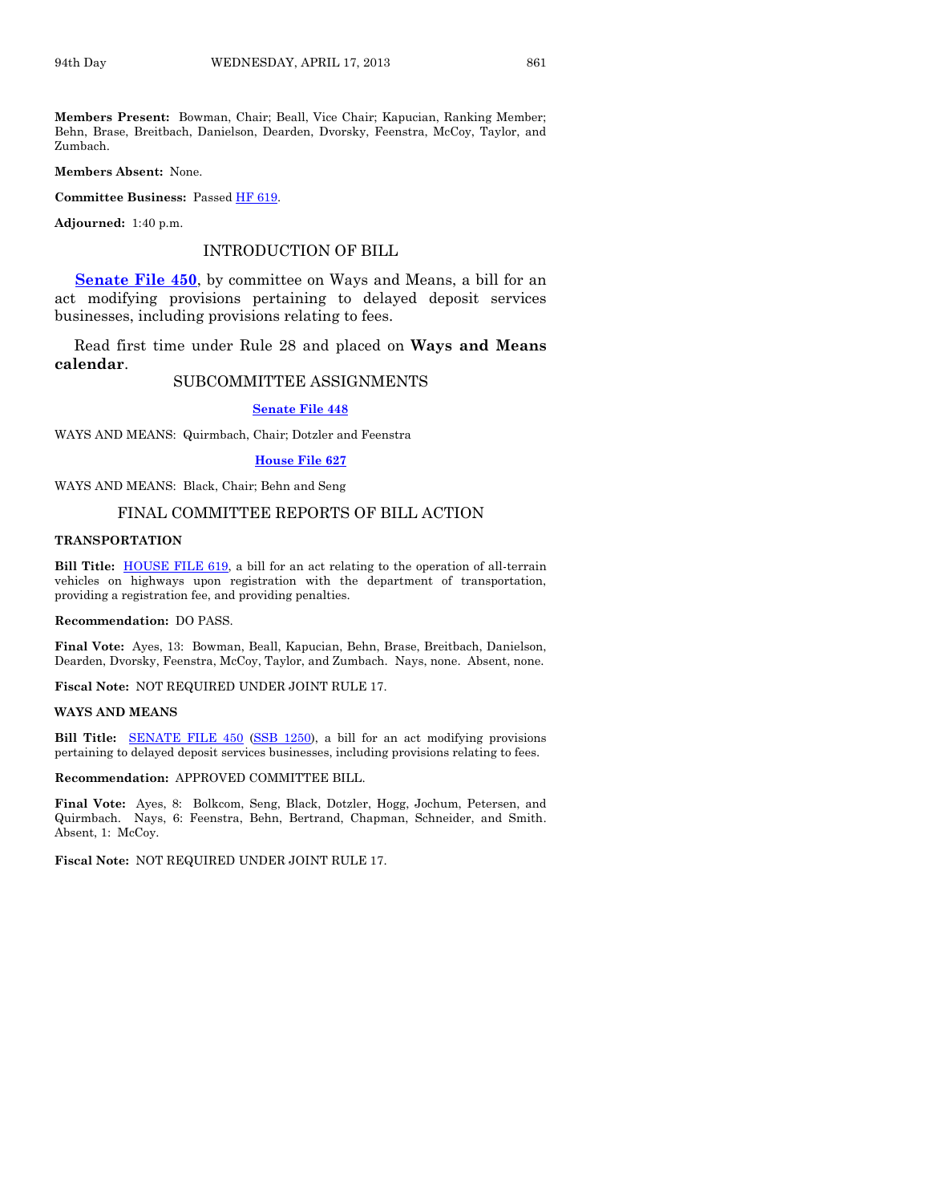**Members Present:** Bowman, Chair; Beall, Vice Chair; Kapucian, Ranking Member; Behn, Brase, Breitbach, Danielson, Dearden, Dvorsky, Feenstra, McCoy, Taylor, and Zumbach.

**Members Absent:** None.

**Committee Business:** Passed HF 619.

**Adjourned:** 1:40 p.m.

## INTRODUCTION OF BILL

**Senate File 450**, by committee on Ways and Means, a bill for an act modifying provisions pertaining to delayed deposit services businesses, including provisions relating to fees.

Read first time under Rule 28 and placed on **Ways and Means calendar**.

## SUBCOMMITTEE ASSIGNMENTS

**Senate File 448**

WAYS AND MEANS: Quirmbach, Chair; Dotzler and Feenstra

**House File 627**

WAYS AND MEANS: Black, Chair; Behn and Seng

## FINAL COMMITTEE REPORTS OF BILL ACTION

### TRANSPORTATION

**Bill Title:** HOUSE FILE 619, a bill for an act relating to the operation of all-terrain vehicles on highways upon registration with the department of transportation, providing a registration fee, and providing penalties.

**Recommendation:** DO PASS.

**Final Vote:** Ayes, 13: Bowman, Beall, Kapucian, Behn, Brase, Breitbach, Danielson, Dearden, Dvorsky, Feenstra, McCoy, Taylor, and Zumbach. Nays, none. Absent, none.

**Fiscal Note:** NOT REQUIRED UNDER JOINT RULE 17.

### WAYS AND MEANS

**Bill Title:** SENATE FILE 450 (SSB 1250), a bill for an act modifying provisions pertaining to delayed deposit services businesses, including provisions relating to fees.

**Recommendation:** APPROVED COMMITTEE BILL.

**Final Vote:** Ayes, 8: Bolkcom, Seng, Black, Dotzler, Hogg, Jochum, Petersen, and Quirmbach. Nays, 6: Feenstra, Behn, Bertrand, Chapman, Schneider, and Smith. Absent, 1: McCoy.

**Fiscal Note:** NOT REQUIRED UNDER JOINT RULE 17.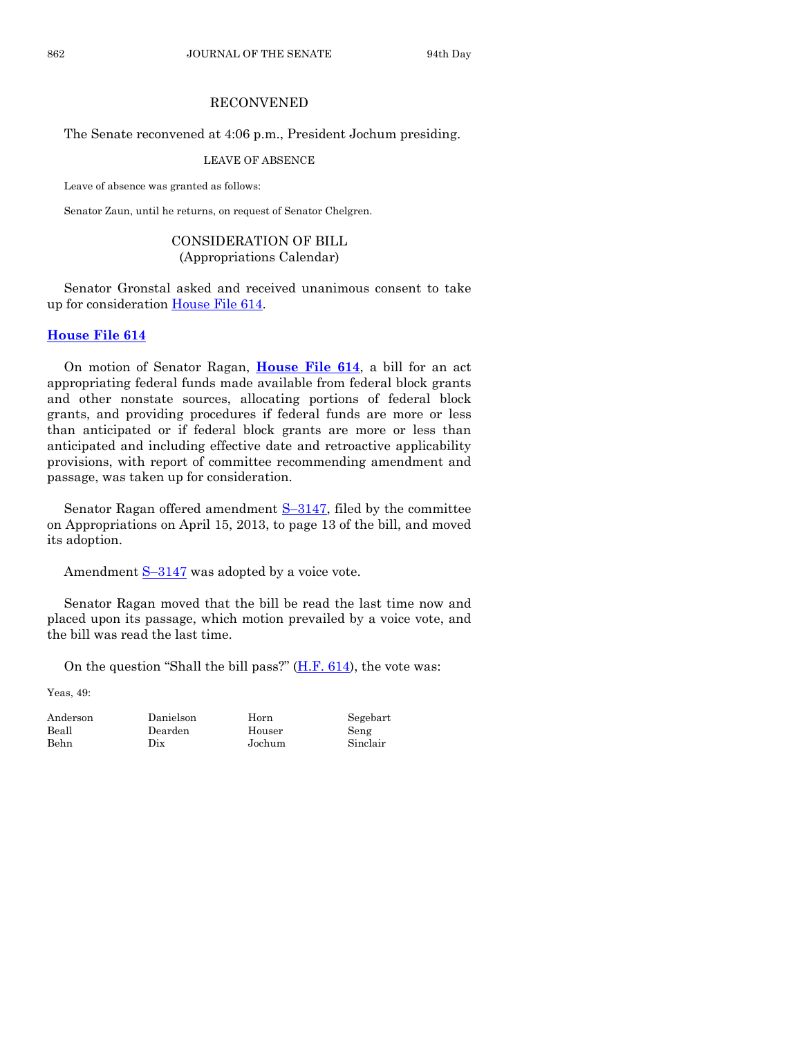## RECONVENED

The Senate reconvened at 4:06 p.m., President Jochum presiding.

### LEAVE OF ABSENCE

Leave of absence was granted as follows:

Senator Zaun, until he returns, on request of Senator Chelgren.

## CONSIDERATION OF BILL
### (Appropriations Calendar)

Senator Gronstal asked and received unanimous consent to take up for consideration House File 614.

**House File 614**

On motion of Senator Ragan, **House File 614**, a bill for an act appropriating federal funds made available from federal block grants and other nonstate sources, allocating portions of federal block grants, and providing procedures if federal funds are more or less than anticipated or if federal block grants are more or less than anticipated and including effective date and retroactive applicability provisions, with report of committee recommending amendment and passage, was taken up for consideration.

Senator Ragan offered amendment S–3147, filed by the committee on Appropriations on April 15, 2013, to page 13 of the bill, and moved its adoption.

Amendment S–3147 was adopted by a voice vote.

Senator Ragan moved that the bill be read the last time now and placed upon its passage, which motion prevailed by a voice vote, and the bill was read the last time.

On the question "Shall the bill pass?" (H.F. 614), the vote was:

Yeas, 49:

| | | | |
|---|---|---|---|
| Anderson | Danielson | Horn | Segebart |
| Beall | Dearden | Houser | Seng |
| Behn | Dix | Jochum | Sinclair |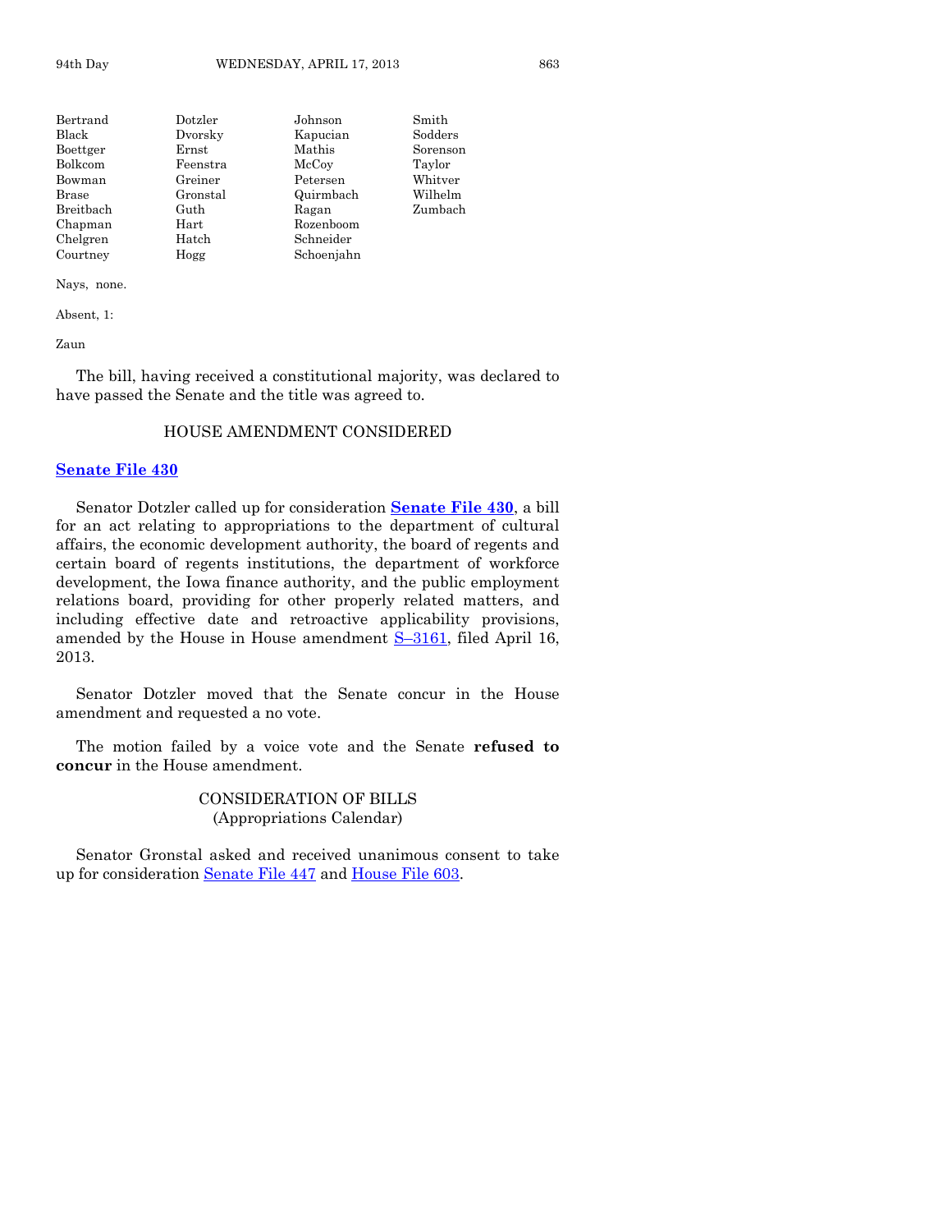| | | | |
|---|---|---|---|
| Bertrand | Dotzler | Johnson | Smith |
| Black | Dvorsky | Kapucian | Sodders |
| Boettger | Ernst | Mathis | Sorenson |
| Bolkcom | Feenstra | McCoy | Taylor |
| Bowman | Greiner | Petersen | Whitver |
| Brase | Gronstal | Quirmbach | Wilhelm |
| Breitbach | Guth | Ragan | Zumbach |
| Chapman | Hart | Rozenboom | |
| Chelgren | Hatch | Schneider | |
| Courtney | Hogg | Schoenjahn | |

Nays, none.

Absent, 1:

Zaun

The bill, having received a constitutional majority, was declared to have passed the Senate and the title was agreed to.

## HOUSE AMENDMENT CONSIDERED

**Senate File 430**

Senator Dotzler called up for consideration **Senate File 430**, a bill for an act relating to appropriations to the department of cultural affairs, the economic development authority, the board of regents and certain board of regents institutions, the department of workforce development, the Iowa finance authority, and the public employment relations board, providing for other properly related matters, and including effective date and retroactive applicability provisions, amended by the House in House amendment S–3161, filed April 16, 2013.

Senator Dotzler moved that the Senate concur in the House amendment and requested a no vote.

The motion failed by a voice vote and the Senate **refused to concur** in the House amendment.

## CONSIDERATION OF BILLS
(Appropriations Calendar)

Senator Gronstal asked and received unanimous consent to take up for consideration Senate File 447 and House File 603.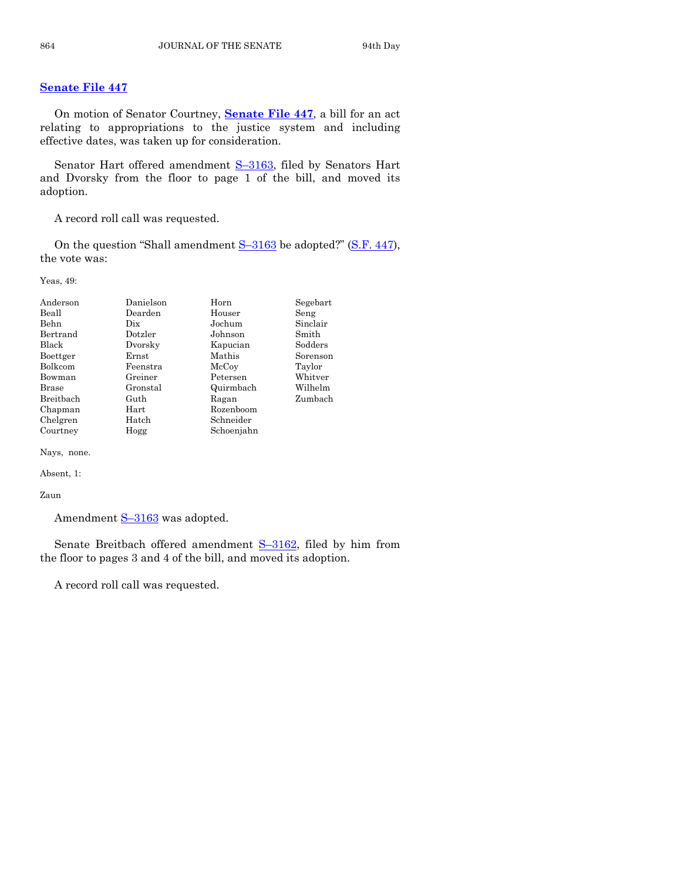## Senate File 447

On motion of Senator Courtney, **Senate File 447**, a bill for an act relating to appropriations to the justice system and including effective dates, was taken up for consideration.

Senator Hart offered amendment S–3163, filed by Senators Hart and Dvorsky from the floor to page 1 of the bill, and moved its adoption.

A record roll call was requested.

On the question "Shall amendment S–3163 be adopted?" (S.F. 447), the vote was:

Yeas, 49:

| | | | |
|---|---|---|---|
| Anderson | Danielson | Horn | Segebart |
| Beall | Dearden | Houser | Seng |
| Behn | Dix | Jochum | Sinclair |
| Bertrand | Dotzler | Johnson | Smith |
| Black | Dvorsky | Kapucian | Sodders |
| Boettger | Ernst | Mathis | Sorenson |
| Bolkcom | Feenstra | McCoy | Taylor |
| Bowman | Greiner | Petersen | Whitver |
| Brase | Gronstal | Quirmbach | Wilhelm |
| Breitbach | Guth | Ragan | Zumbach |
| Chapman | Hart | Rozenboom | |
| Chelgren | Hatch | Schneider | |
| Courtney | Hogg | Schoenjahn | |

Nays, none.

Absent, 1:

Zaun

Amendment S–3163 was adopted.

Senate Breitbach offered amendment S–3162, filed by him from the floor to pages 3 and 4 of the bill, and moved its adoption.

A record roll call was requested.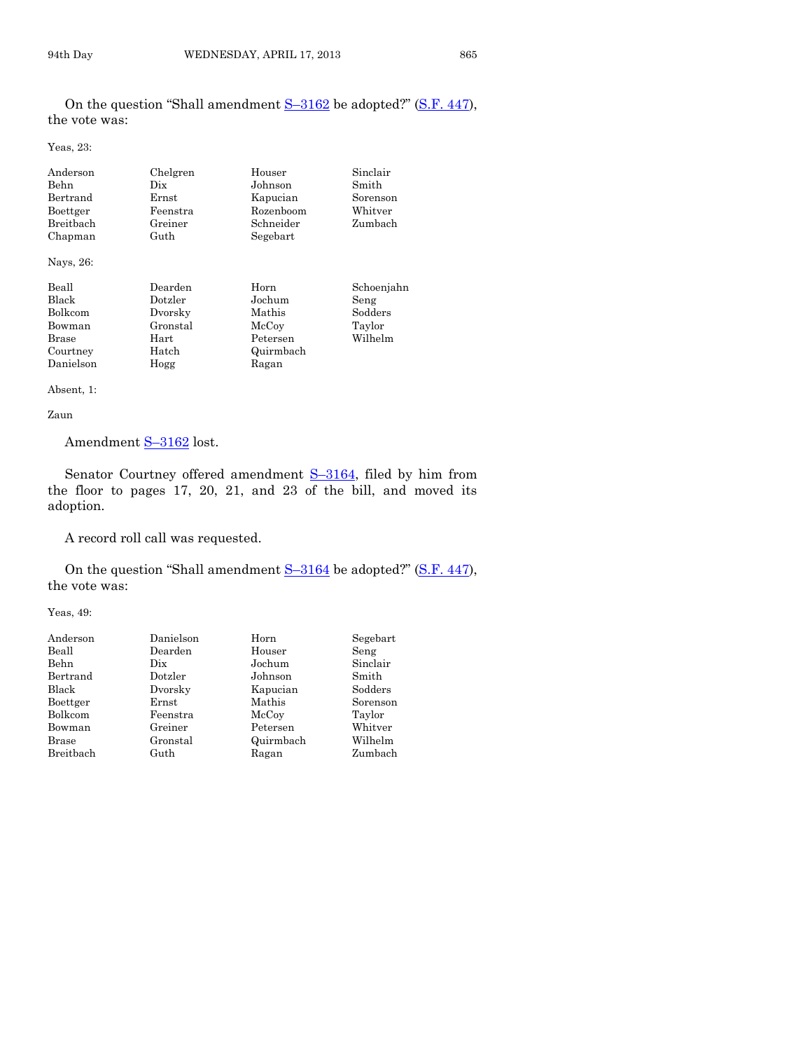On the question "Shall amendment S–3162 be adopted?" (S.F. 447), the vote was:

Yeas, 23:

| | | | |
|---|---|---|---|
| Anderson | Chelgren | Houser | Sinclair |
| Behn | Dix | Johnson | Smith |
| Bertrand | Ernst | Kapucian | Sorenson |
| Boettger | Feenstra | Rozenboom | Whitver |
| Breitbach | Greiner | Schneider | Zumbach |
| Chapman | Guth | Segebart | |

Nays, 26:

| | | | |
|---|---|---|---|
| Beall | Dearden | Horn | Schoenjahn |
| Black | Dotzler | Jochum | Seng |
| Bolkcom | Dvorsky | Mathis | Sodders |
| Bowman | Gronstal | McCoy | Taylor |
| Brase | Hart | Petersen | Wilhelm |
| Courtney | Hatch | Quirmbach | |
| Danielson | Hogg | Ragan | |

Absent, 1:

Zaun

Amendment S–3162 lost.

Senator Courtney offered amendment S–3164, filed by him from the floor to pages 17, 20, 21, and 23 of the bill, and moved its adoption.

A record roll call was requested.

On the question "Shall amendment S–3164 be adopted?" (S.F. 447), the vote was:

Yeas, 49:

| | | | |
|---|---|---|---|
| Anderson | Danielson | Horn | Segebart |
| Beall | Dearden | Houser | Seng |
| Behn | Dix | Jochum | Sinclair |
| Bertrand | Dotzler | Johnson | Smith |
| Black | Dvorsky | Kapucian | Sodders |
| Boettger | Ernst | Mathis | Sorenson |
| Bolkcom | Feenstra | McCoy | Taylor |
| Bowman | Greiner | Petersen | Whitver |
| Brase | Gronstal | Quirmbach | Wilhelm |
| Breitbach | Guth | Ragan | Zumbach |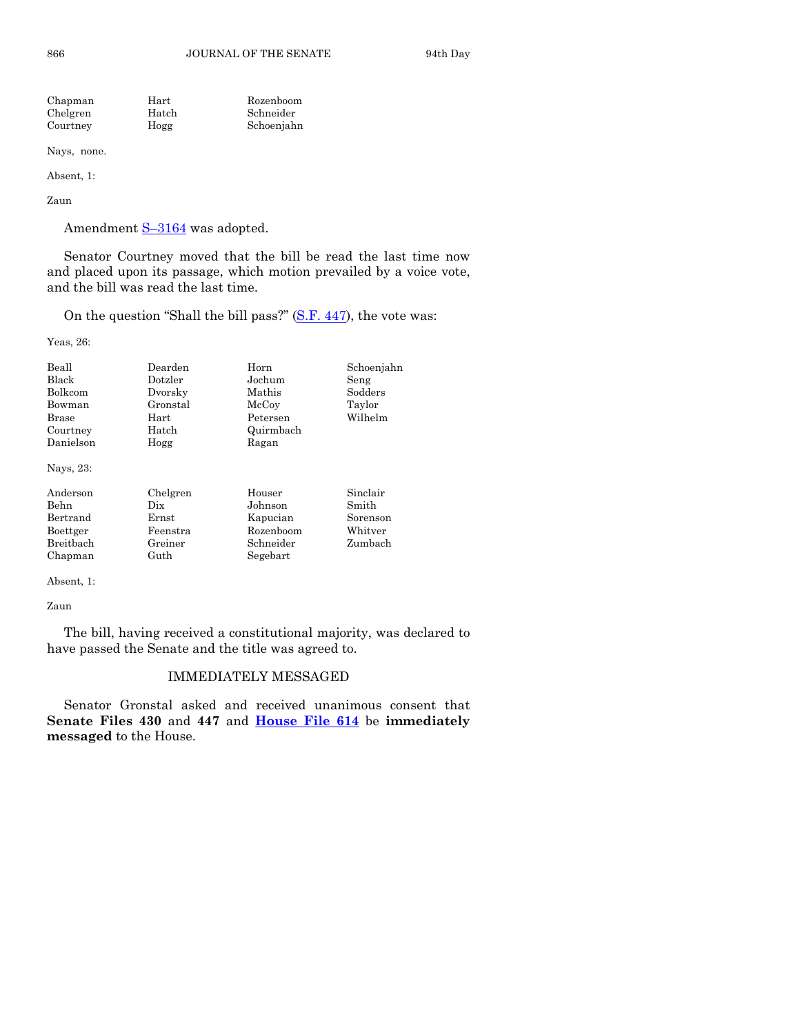| | | |
|---|---|---|
| Chapman | Hart | Rozenboom |
| Chelgren | Hatch | Schneider |
| Courtney | Hogg | Schoenjahn |

Nays, none.

Absent, 1:

Zaun

Amendment S–3164 was adopted.

Senator Courtney moved that the bill be read the last time now and placed upon its passage, which motion prevailed by a voice vote, and the bill was read the last time.

On the question "Shall the bill pass?" (S.F. 447), the vote was:

Yeas, 26:

| | | | |
|---|---|---|---|
| Beall | Dearden | Horn | Schoenjahn |
| Black | Dotzler | Jochum | Seng |
| Bolkcom | Dvorsky | Mathis | Sodders |
| Bowman | Gronstal | McCoy | Taylor |
| Brase | Hart | Petersen | Wilhelm |
| Courtney | Hatch | Quirmbach | |
| Danielson | Hogg | Ragan | |

Nays, 23:

| | | | |
|---|---|---|---|
| Anderson | Chelgren | Houser | Sinclair |
| Behn | Dix | Johnson | Smith |
| Bertrand | Ernst | Kapucian | Sorenson |
| Boettger | Feenstra | Rozenboom | Whitver |
| Breitbach | Greiner | Schneider | Zumbach |
| Chapman | Guth | Segebart | |

Absent, 1:

Zaun

The bill, having received a constitutional majority, was declared to have passed the Senate and the title was agreed to.

## IMMEDIATELY MESSAGED

Senator Gronstal asked and received unanimous consent that **Senate Files 430** and **447** and **House File 614** be **immediately messaged** to the House.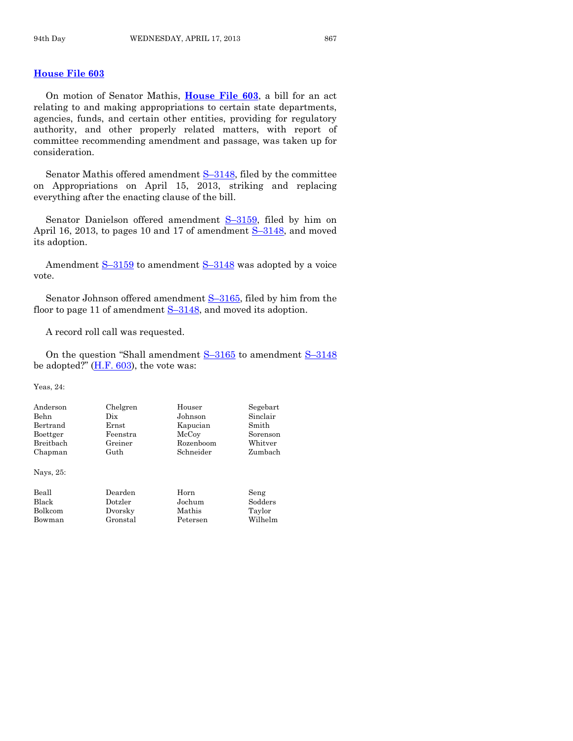## House File 603

On motion of Senator Mathis, **House File 603**, a bill for an act relating to and making appropriations to certain state departments, agencies, funds, and certain other entities, providing for regulatory authority, and other properly related matters, with report of committee recommending amendment and passage, was taken up for consideration.

Senator Mathis offered amendment S–3148, filed by the committee on Appropriations on April 15, 2013, striking and replacing everything after the enacting clause of the bill.

Senator Danielson offered amendment S–3159, filed by him on April 16, 2013, to pages 10 and 17 of amendment S–3148, and moved its adoption.

Amendment S–3159 to amendment S–3148 was adopted by a voice vote.

Senator Johnson offered amendment S–3165, filed by him from the floor to page 11 of amendment S–3148, and moved its adoption.

A record roll call was requested.

On the question "Shall amendment S–3165 to amendment S–3148 be adopted?" (H.F. 603), the vote was:

Yeas, 24:

| | | | |
|---|---|---|---|
| Anderson | Chelgren | Houser | Segebart |
| Behn | Dix | Johnson | Sinclair |
| Bertrand | Ernst | Kapucian | Smith |
| Boettger | Feenstra | McCoy | Sorenson |
| Breitbach | Greiner | Rozenboom | Whitver |
| Chapman | Guth | Schneider | Zumbach |

Nays, 25:

| | | | |
|---|---|---|---|
| Beall | Dearden | Horn | Seng |
| Black | Dotzler | Jochum | Sodders |
| Bolkcom | Dvorsky | Mathis | Taylor |
| Bowman | Gronstal | Petersen | Wilhelm |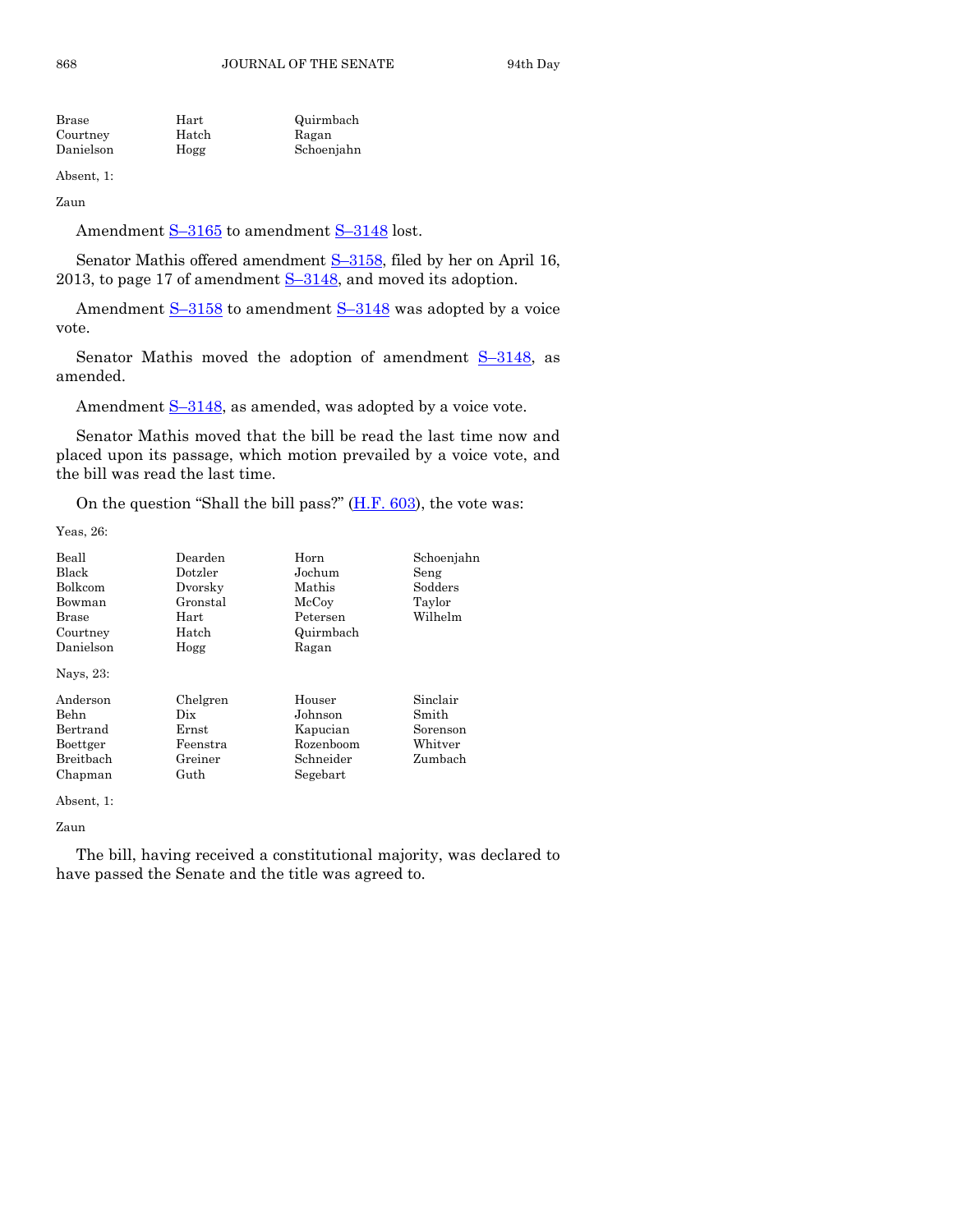| | | |
|---|---|---|
| Brase | Hart | Quirmbach |
| Courtney | Hatch | Ragan |
| Danielson | Hogg | Schoenjahn |

Absent, 1:

Zaun

Amendment S–3165 to amendment S–3148 lost.

Senator Mathis offered amendment S–3158, filed by her on April 16, 2013, to page 17 of amendment S–3148, and moved its adoption.

Amendment S–3158 to amendment S–3148 was adopted by a voice vote.

Senator Mathis moved the adoption of amendment S–3148, as amended.

Amendment S–3148, as amended, was adopted by a voice vote.

Senator Mathis moved that the bill be read the last time now and placed upon its passage, which motion prevailed by a voice vote, and the bill was read the last time.

On the question "Shall the bill pass?" (H.F. 603), the vote was:

Yeas, 26:

| | | | |
|---|---|---|---|
| Beall | Dearden | Horn | Schoenjahn |
| Black | Dotzler | Jochum | Seng |
| Bolkcom | Dvorsky | Mathis | Sodders |
| Bowman | Gronstal | McCoy | Taylor |
| Brase | Hart | Petersen | Wilhelm |
| Courtney | Hatch | Quirmbach | |
| Danielson | Hogg | Ragan | |

Nays, 23:

| | | | |
|---|---|---|---|
| Anderson | Chelgren | Houser | Sinclair |
| Behn | Dix | Johnson | Smith |
| Bertrand | Ernst | Kapucian | Sorenson |
| Boettger | Feenstra | Rozenboom | Whitver |
| Breitbach | Greiner | Schneider | Zumbach |
| Chapman | Guth | Segebart | |

Absent, 1:

Zaun

The bill, having received a constitutional majority, was declared to have passed the Senate and the title was agreed to.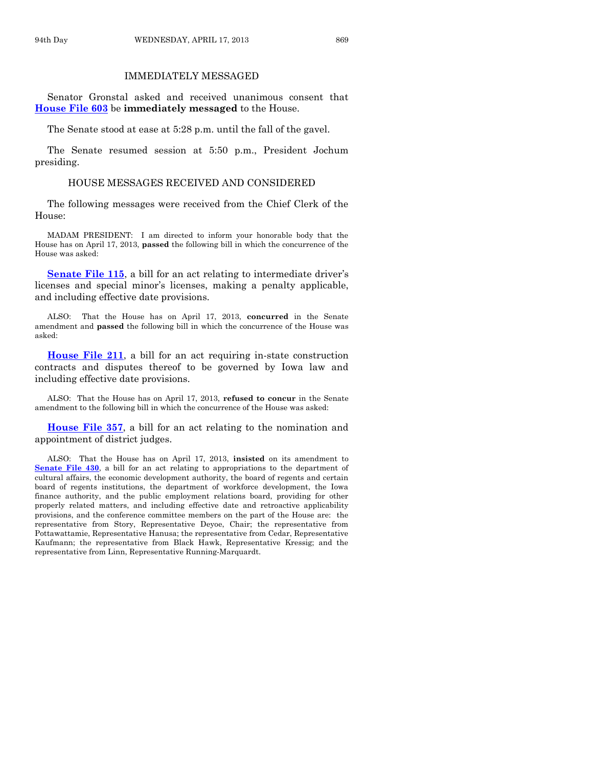## IMMEDIATELY MESSAGED

Senator Gronstal asked and received unanimous consent that **House File 603** be **immediately messaged** to the House.

The Senate stood at ease at 5:28 p.m. until the fall of the gavel.

The Senate resumed session at 5:50 p.m., President Jochum presiding.

## HOUSE MESSAGES RECEIVED AND CONSIDERED

The following messages were received from the Chief Clerk of the House:

MADAM PRESIDENT: I am directed to inform your honorable body that the House has on April 17, 2013, **passed** the following bill in which the concurrence of the House was asked:

**Senate File 115**, a bill for an act relating to intermediate driver's licenses and special minor's licenses, making a penalty applicable, and including effective date provisions.

ALSO: That the House has on April 17, 2013, **concurred** in the Senate amendment and **passed** the following bill in which the concurrence of the House was asked:

**House File 211**, a bill for an act requiring in-state construction contracts and disputes thereof to be governed by Iowa law and including effective date provisions.

ALSO: That the House has on April 17, 2013, **refused to concur** in the Senate amendment to the following bill in which the concurrence of the House was asked:

**House File 357**, a bill for an act relating to the nomination and appointment of district judges.

ALSO: That the House has on April 17, 2013, **insisted** on its amendment to **Senate File 430**, a bill for an act relating to appropriations to the department of cultural affairs, the economic development authority, the board of regents and certain board of regents institutions, the department of workforce development, the Iowa finance authority, and the public employment relations board, providing for other properly related matters, and including effective date and retroactive applicability provisions, and the conference committee members on the part of the House are: the representative from Story, Representative Deyoe, Chair; the representative from Pottawattamie, Representative Hanusa; the representative from Cedar, Representative Kaufmann; the representative from Black Hawk, Representative Kressig; and the representative from Linn, Representative Running-Marquardt.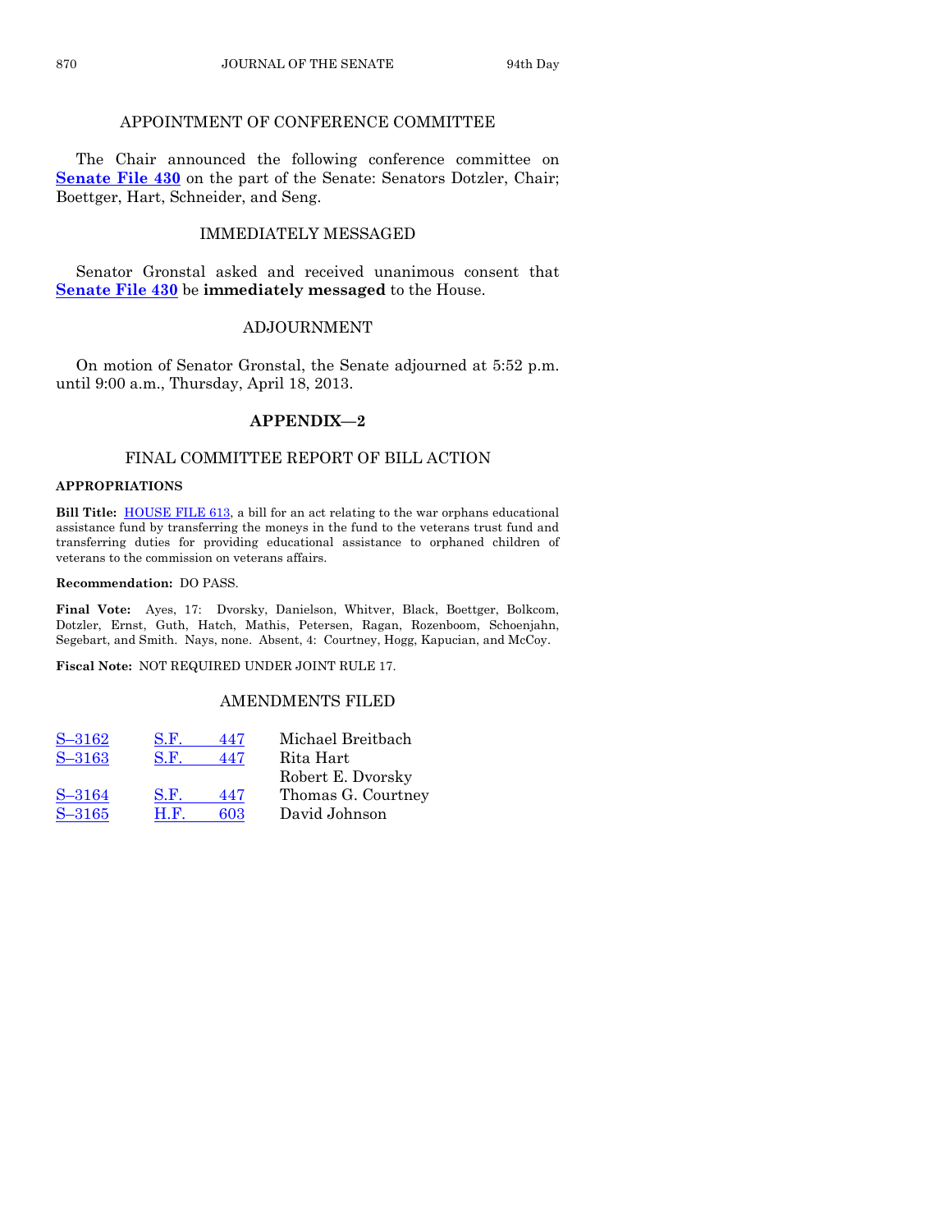## APPOINTMENT OF CONFERENCE COMMITTEE

The Chair announced the following conference committee on **Senate File 430** on the part of the Senate: Senators Dotzler, Chair; Boettger, Hart, Schneider, and Seng.

## IMMEDIATELY MESSAGED

Senator Gronstal asked and received unanimous consent that **Senate File 430** be **immediately messaged** to the House.

## ADJOURNMENT

On motion of Senator Gronstal, the Senate adjourned at 5:52 p.m. until 9:00 a.m., Thursday, April 18, 2013.

## APPENDIX—2

### FINAL COMMITTEE REPORT OF BILL ACTION

**APPROPRIATIONS**

**Bill Title:** HOUSE FILE 613, a bill for an act relating to the war orphans educational assistance fund by transferring the moneys in the fund to the veterans trust fund and transferring duties for providing educational assistance to orphaned children of veterans to the commission on veterans affairs.

**Recommendation:** DO PASS.

**Final Vote:** Ayes, 17: Dvorsky, Danielson, Whitver, Black, Boettger, Bolkcom, Dotzler, Ernst, Guth, Hatch, Mathis, Petersen, Ragan, Rozenboom, Schoenjahn, Segebart, and Smith. Nays, none. Absent, 4: Courtney, Hogg, Kapucian, and McCoy.

**Fiscal Note:** NOT REQUIRED UNDER JOINT RULE 17.

### AMENDMENTS FILED

| | | | |
|---|---|---|---|
| S–3162 | S.F. | 447 | Michael Breitbach |
| S–3163 | S.F. | 447 | Rita Hart<br>Robert E. Dvorsky |
| S–3164 | S.F. | 447 | Thomas G. Courtney |
| S–3165 | H.F. | 603 | David Johnson |